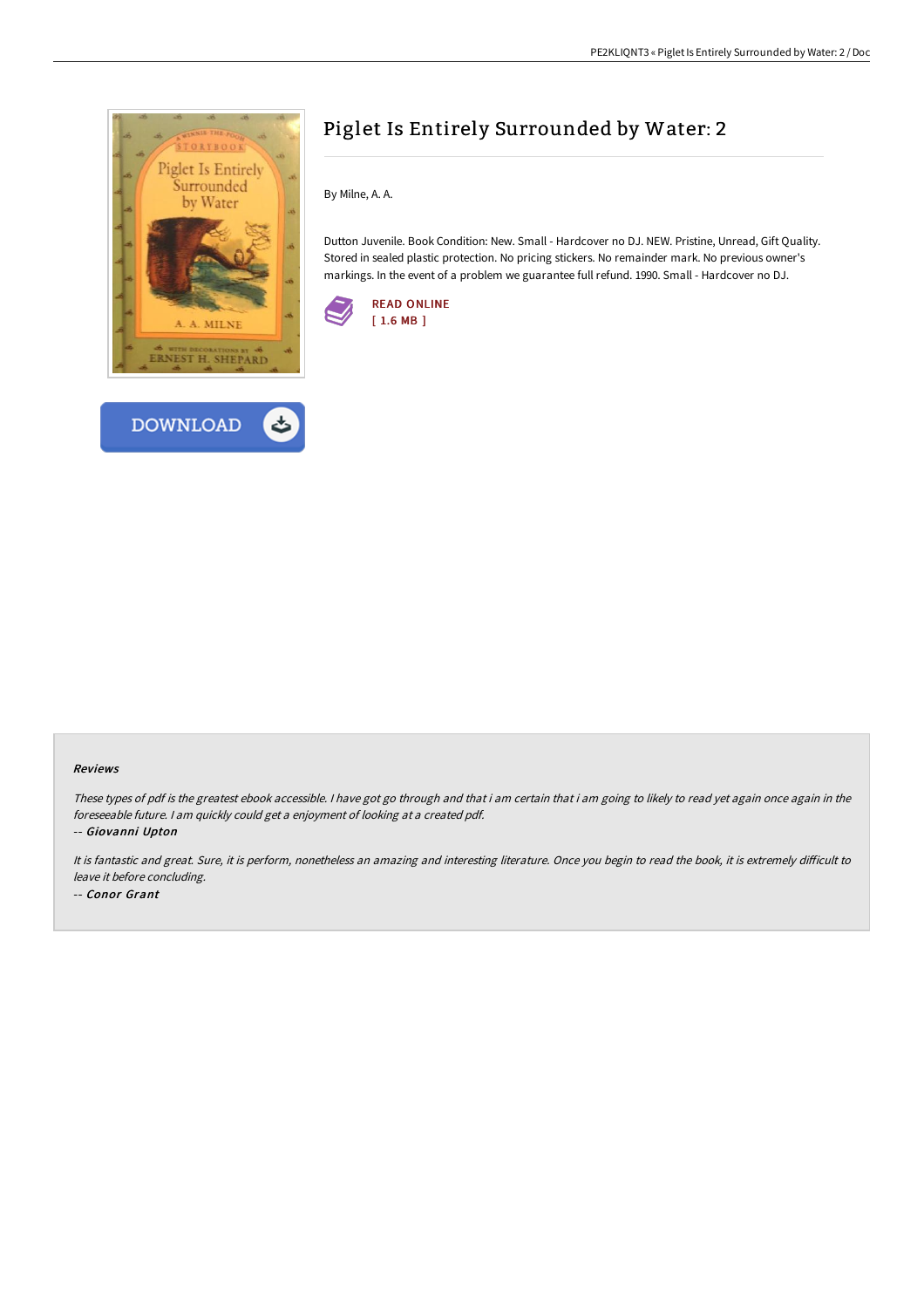# Piglet Is Entirely Surrounded by Water: 2

By Milne, A. A.

Dutton Juvenile. Book Condition: New. Small - Hardcover no DJ. NEW. Pristine, Unread, Gift Quality. Stored in sealed plastic protection. No pricing stickers. No remainder mark. No previous owner's markings. In the event of a problem we guarantee full refund. 1990. Small - Hardcover no DJ.

READ ONLINE
[ 1.6 MB ]

DOWNLOAD

### Reviews

*These types of pdf is the greatest ebook accessible. I have got go through and that i am certain that i am going to likely to read yet again once again in the foreseeable future. I am quickly could get a enjoyment of looking at a created pdf.*

-- ***Giovanni Upton***

*It is fantastic and great. Sure, it is perform, nonetheless an amazing and interesting literature. Once you begin to read the book, it is extremely difficult to leave it before concluding.*

-- ***Conor Grant***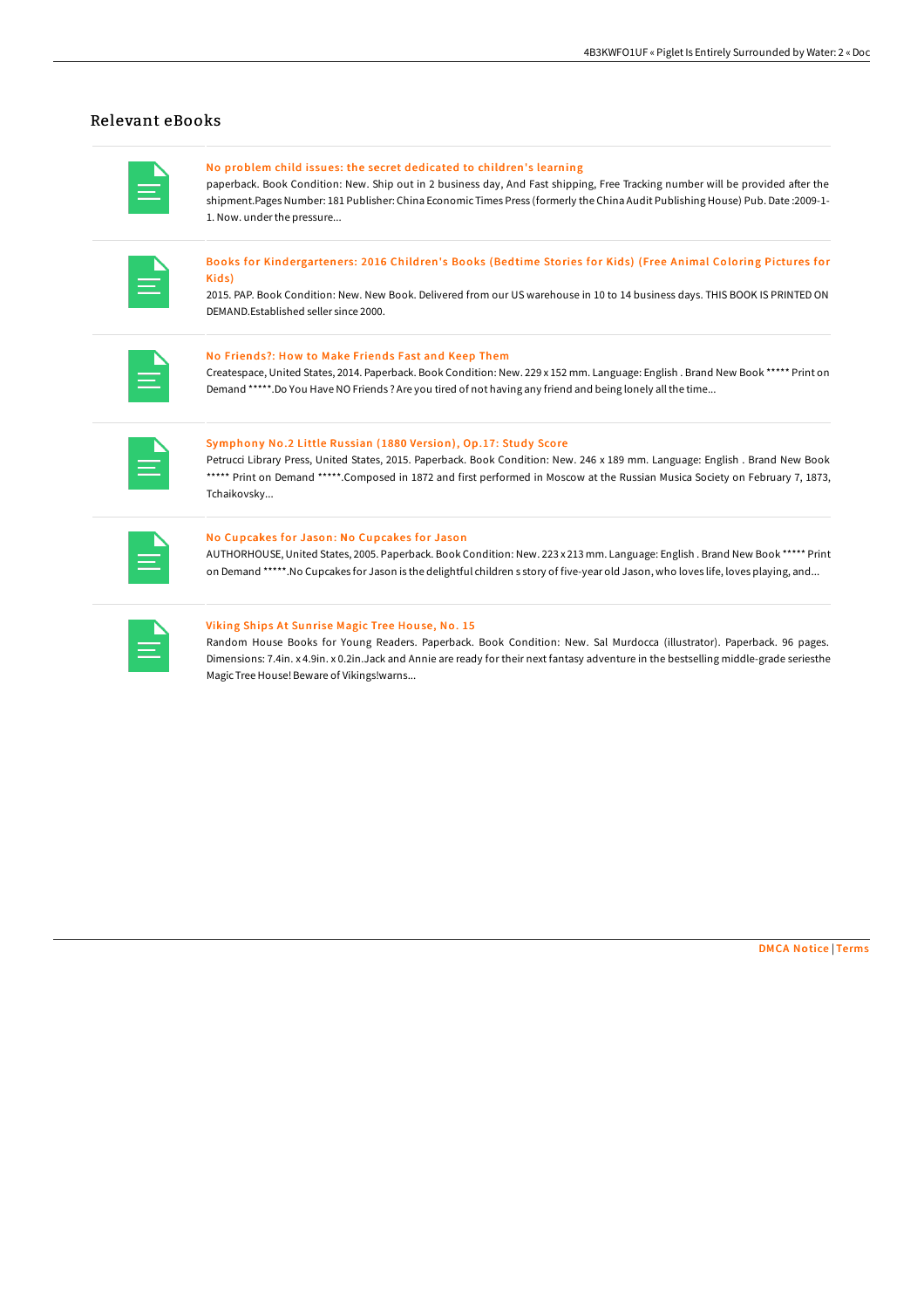## Relevant eBooks

### No problem child issues: the secret dedicated to children's learning

paperback. Book Condition: New. Ship out in 2 business day, And Fast shipping, Free Tracking number will be provided after the shipment.Pages Number: 181 Publisher: China Economic Times Press (formerly the China Audit Publishing House) Pub. Date :2009-1-1. Now. under the pressure...

### Books for Kindergarteners: 2016 Children's Books (Bedtime Stories for Kids) (Free Animal Coloring Pictures for Kids)

2015. PAP. Book Condition: New. New Book. Delivered from our US warehouse in 10 to 14 business days. THIS BOOK IS PRINTED ON DEMAND.Established seller since 2000.

### No Friends?: How to Make Friends Fast and Keep Them

Createspace, United States, 2014. Paperback. Book Condition: New. 229 x 152 mm. Language: English . Brand New Book ***** Print on Demand *****.Do You Have NO Friends ? Are you tired of not having any friend and being lonely all the time...

### Symphony No.2 Little Russian (1880 Version), Op.17: Study Score

Petrucci Library Press, United States, 2015. Paperback. Book Condition: New. 246 x 189 mm. Language: English . Brand New Book ***** Print on Demand *****.Composed in 1872 and first performed in Moscow at the Russian Musica Society on February 7, 1873, Tchaikovsky...

### No Cupcakes for Jason: No Cupcakes for Jason

AUTHORHOUSE, United States, 2005. Paperback. Book Condition: New. 223 x 213 mm. Language: English . Brand New Book ***** Print on Demand *****.No Cupcakes for Jason is the delightful children s story of five-year old Jason, who loves life, loves playing, and...

### Viking Ships At Sunrise Magic Tree House, No. 15

Random House Books for Young Readers. Paperback. Book Condition: New. Sal Murdocca (illustrator). Paperback. 96 pages. Dimensions: 7.4in. x 4.9in. x 0.2in.Jack and Annie are ready for their next fantasy adventure in the bestselling middle-grade seriesthe Magic Tree House! Beware of Vikings!warns...

DMCA Notice | Terms